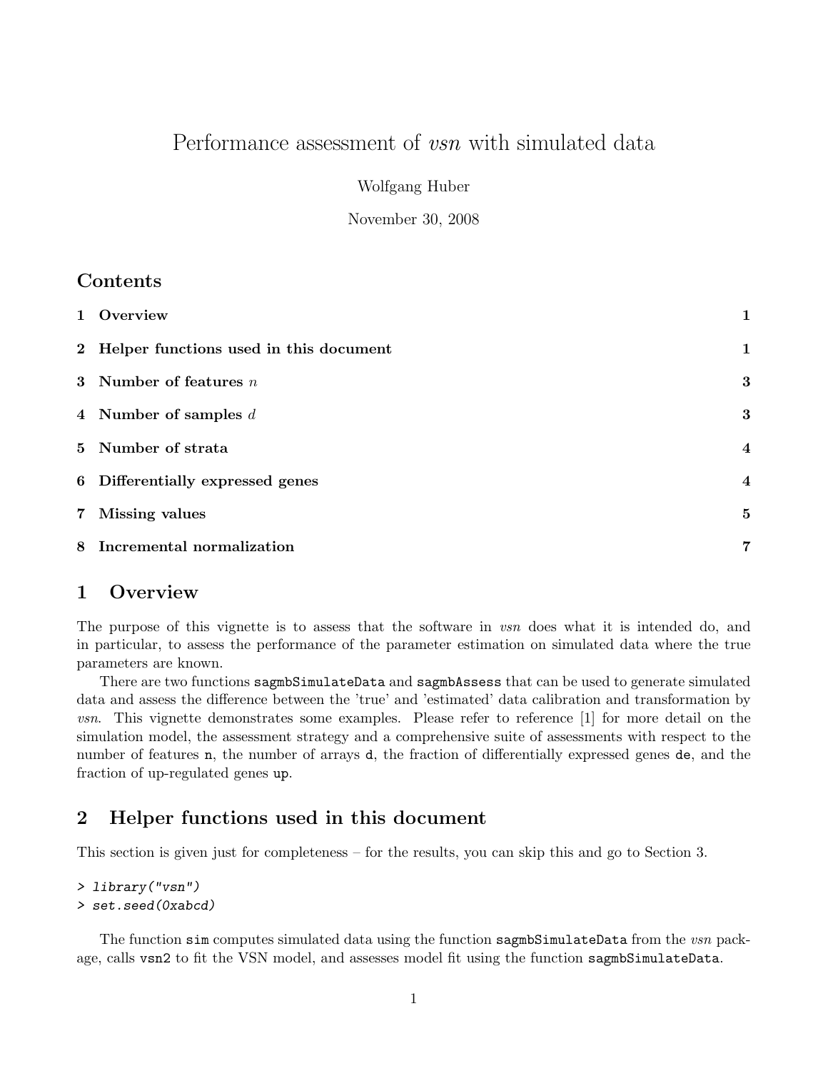# Performance assessment of *vsn* with simulated data

Wolfgang Huber

November 30, 2008

## Contents

| | |
|---|---|
| **1 Overview** | **1** |
| **2 Helper functions used in this document** | **1** |
| **3 Number of features** $n$ | **3** |
| **4 Number of samples** $d$ | **3** |
| **5 Number of strata** | **4** |
| **6 Differentially expressed genes** | **4** |
| **7 Missing values** | **5** |
| **8 Incremental normalization** | **7** |

## 1 Overview

The purpose of this vignette is to assess that the software in *vsn* does what it is intended do, and in particular, to assess the performance of the parameter estimation on simulated data where the true parameters are known.

There are two functions `sagmbSimulateData` and `sagmbAssess` that can be used to generate simulated data and assess the difference between the 'true' and 'estimated' data calibration and transformation by *vsn*. This vignette demonstrates some examples. Please refer to reference [1] for more detail on the simulation model, the assessment strategy and a comprehensive suite of assessments with respect to the number of features `n`, the number of arrays `d`, the fraction of differentially expressed genes `de`, and the fraction of up-regulated genes `up`.

## 2 Helper functions used in this document

This section is given just for completeness – for the results, you can skip this and go to Section 3.

```
> library("vsn")
> set.seed(0xabcd)
```

The function `sim` computes simulated data using the function `sagmbSimulateData` from the *vsn* package, calls `vsn2` to fit the VSN model, and assesses model fit using the function `sagmbSimulateData`.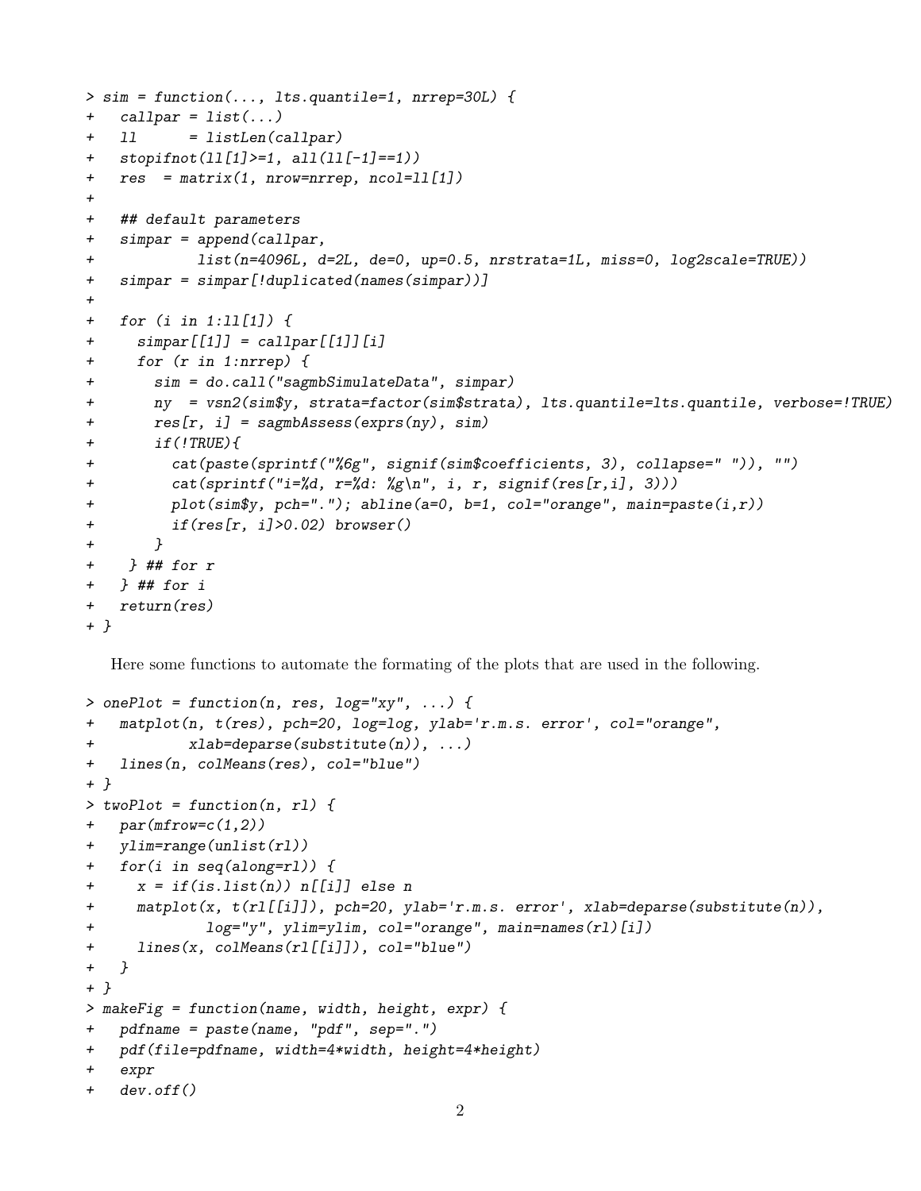```
> sim = function(..., lts.quantile=1, nrrep=30L) {
+   callpar = list(...)
+   ll      = listLen(callpar)
+   stopifnot(ll[1]>=1, all(ll[-1]==1))
+   res  = matrix(1, nrow=nrrep, ncol=ll[1])
+
+   ## default parameters
+   simpar = append(callpar,
+            list(n=4096L, d=2L, de=0, up=0.5, nrstrata=1L, miss=0, log2scale=TRUE))
+   simpar = simpar[!duplicated(names(simpar))]
+
+   for (i in 1:ll[1]) {
+     simpar[[1]] = callpar[[1]][i]
+     for (r in 1:nrrep) {
+       sim = do.call("sagmbSimulateData", simpar)
+       ny  = vsn2(sim$y, strata=factor(sim$strata), lts.quantile=lts.quantile, verbose=!TRUE)
+       res[r, i] = sagmbAssess(exprs(ny), sim)
+       if(!TRUE){
+         cat(paste(sprintf("%6g", signif(sim$coefficients, 3), collapse=" ")), "")
+         cat(sprintf("i=%d, r=%d: %g\n", i, r, signif(res[r,i], 3)))
+         plot(sim$y, pch="."); abline(a=0, b=1, col="orange", main=paste(i,r))
+         if(res[r, i]>0.02) browser()
+       }
+    } ## for r
+   } ## for i
+   return(res)
+ }
```

Here some functions to automate the formating of the plots that are used in the following.

```
> onePlot = function(n, res, log="xy", ...) {
+   matplot(n, t(res), pch=20, log=log, ylab='r.m.s. error', col="orange",
+           xlab=deparse(substitute(n)), ...)
+   lines(n, colMeans(res), col="blue")
+ }
> twoPlot = function(n, rl) {
+   par(mfrow=c(1,2))
+   ylim=range(unlist(rl))
+   for(i in seq(along=rl)) {
+     x = if(is.list(n)) n[[i]] else n
+     matplot(x, t(rl[[i]]), pch=20, ylab='r.m.s. error', xlab=deparse(substitute(n)),
+             log="y", ylim=ylim, col="orange", main=names(rl)[i])
+     lines(x, colMeans(rl[[i]]), col="blue")
+   }
+ }
> makeFig = function(name, width, height, expr) {
+   pdfname = paste(name, "pdf", sep=".")
+   pdf(file=pdfname, width=4*width, height=4*height)
+   expr
+   dev.off()
```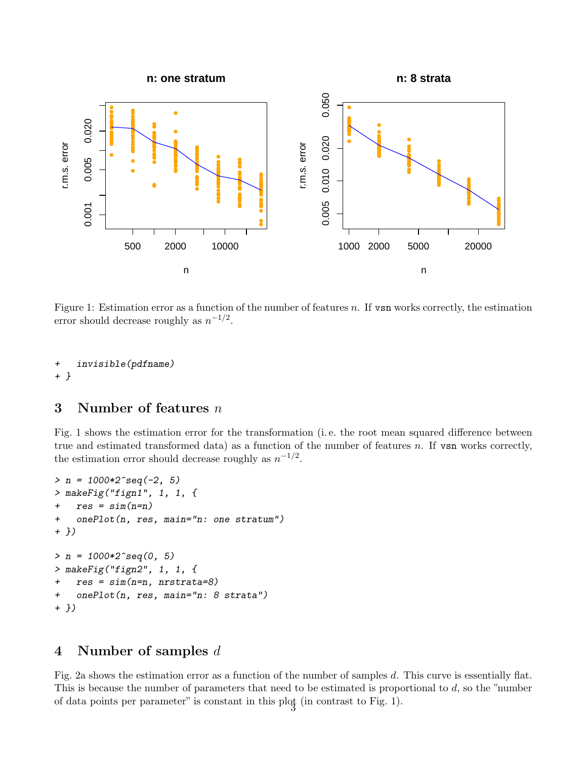Figure 1: Estimation error as a function of the number of features $n$. If `vsn` works correctly, the estimation error should decrease roughly as $n^{-1/2}$.

```
+   invisible(pdfname)
+ }
```

## 3 Number of features $n$

Fig. 1 shows the estimation error for the transformation (i. e. the root mean squared difference between true and estimated transformed data) as a function of the number of features $n$. If `vsn` works correctly, the estimation error should decrease roughly as $n^{-1/2}$.

```
> n = 1000*2^seq(-2, 5)
> makeFig("fign1", 1, 1, {
+   res = sim(n=n)
+   onePlot(n, res, main="n: one stratum")
+ })

> n = 1000*2^seq(0, 5)
> makeFig("fign2", 1, 1, {
+   res = sim(n=n, nrstrata=8)
+   onePlot(n, res, main="n: 8 strata")
+ })
```

## 4 Number of samples $d$

Fig. 2a shows the estimation error as a function of the number of samples $d$. This curve is essentially flat. This is because the number of parameters that need to be estimated is proportional to $d$, so the "number of data points per parameter" is constant in this plot (in contrast to Fig. 1).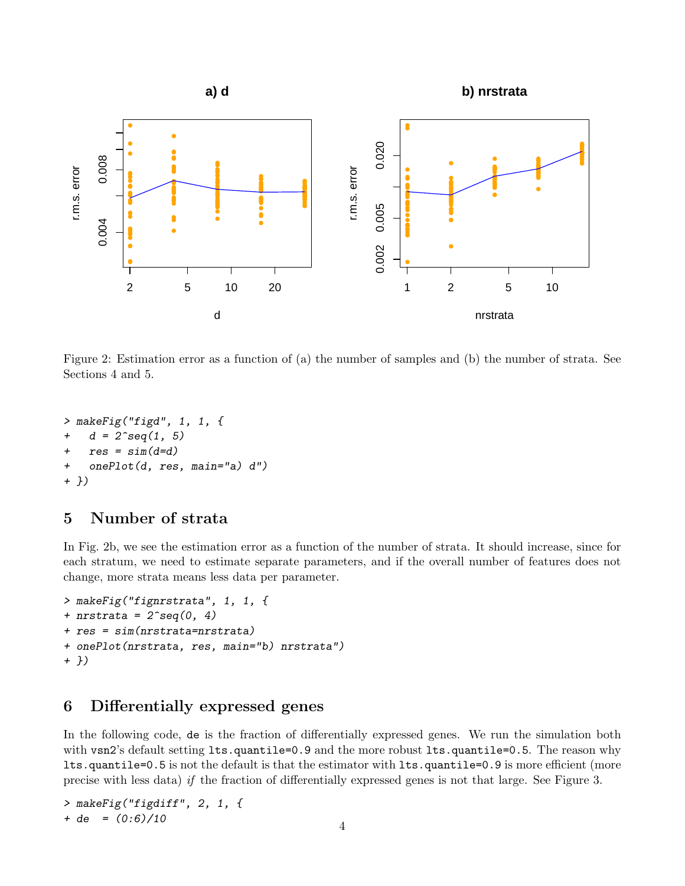Figure 2: Estimation error as a function of (a) the number of samples and (b) the number of strata. See Sections 4 and 5.

```
> makeFig("figd", 1, 1, {
+   d = 2^seq(1, 5)
+   res = sim(d=d)
+   onePlot(d, res, main="a) d")
+ })
```

## 5 Number of strata

In Fig. 2b, we see the estimation error as a function of the number of strata. It should increase, since for each stratum, we need to estimate separate parameters, and if the overall number of features does not change, more strata means less data per parameter.

```
> makeFig("fignrstrata", 1, 1, {
+ nrstrata = 2^seq(0, 4)
+ res = sim(nrstrata=nrstrata)
+ onePlot(nrstrata, res, main="b) nrstrata")
+ })
```

## 6 Differentially expressed genes

In the following code, `de` is the fraction of differentially expressed genes. We run the simulation both with `vsn2`'s default setting `lts.quantile=0.9` and the more robust `lts.quantile=0.5`. The reason why `lts.quantile=0.5` is not the default is that the estimator with `lts.quantile=0.9` is more efficient (more precise with less data) *if* the fraction of differentially expressed genes is not that large. See Figure 3.

```
> makeFig("figdiff", 2, 1, {
+ de  = (0:6)/10
```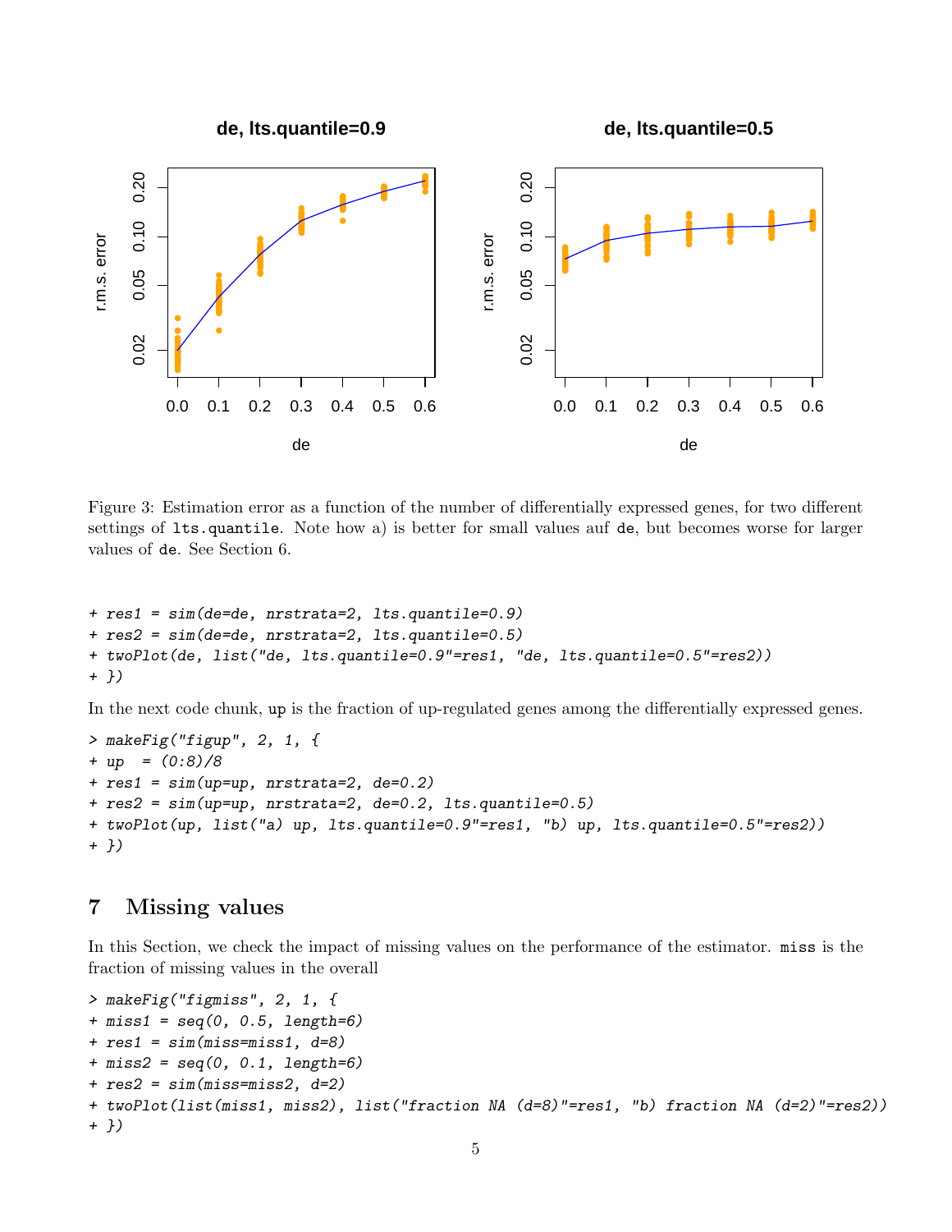Figure 3: Estimation error as a function of the number of differentially expressed genes, for two different settings of `lts.quantile`. Note how a) is better for small values auf `de`, but becomes worse for larger values of `de`. See Section 6.

```
+ res1 = sim(de=de, nrstrata=2, lts.quantile=0.9)
+ res2 = sim(de=de, nrstrata=2, lts.quantile=0.5)
+ twoPlot(de, list("de, lts.quantile=0.9"=res1, "de, lts.quantile=0.5"=res2))
+ })
```

In the next code chunk, `up` is the fraction of up-regulated genes among the differentially expressed genes.

```
> makeFig("figup", 2, 1, {
+ up  = (0:8)/8
+ res1 = sim(up=up, nrstrata=2, de=0.2)
+ res2 = sim(up=up, nrstrata=2, de=0.2, lts.quantile=0.5)
+ twoPlot(up, list("a) up, lts.quantile=0.9"=res1, "b) up, lts.quantile=0.5"=res2))
+ })
```

## 7 Missing values

In this Section, we check the impact of missing values on the performance of the estimator. `miss` is the fraction of missing values in the overall

```
> makeFig("figmiss", 2, 1, {
+ miss1 = seq(0, 0.5, length=6)
+ res1 = sim(miss=miss1, d=8)
+ miss2 = seq(0, 0.1, length=6)
+ res2 = sim(miss=miss2, d=2)
+ twoPlot(list(miss1, miss2), list("fraction NA (d=8)"=res1, "b) fraction NA (d=2)"=res2))
+ })
```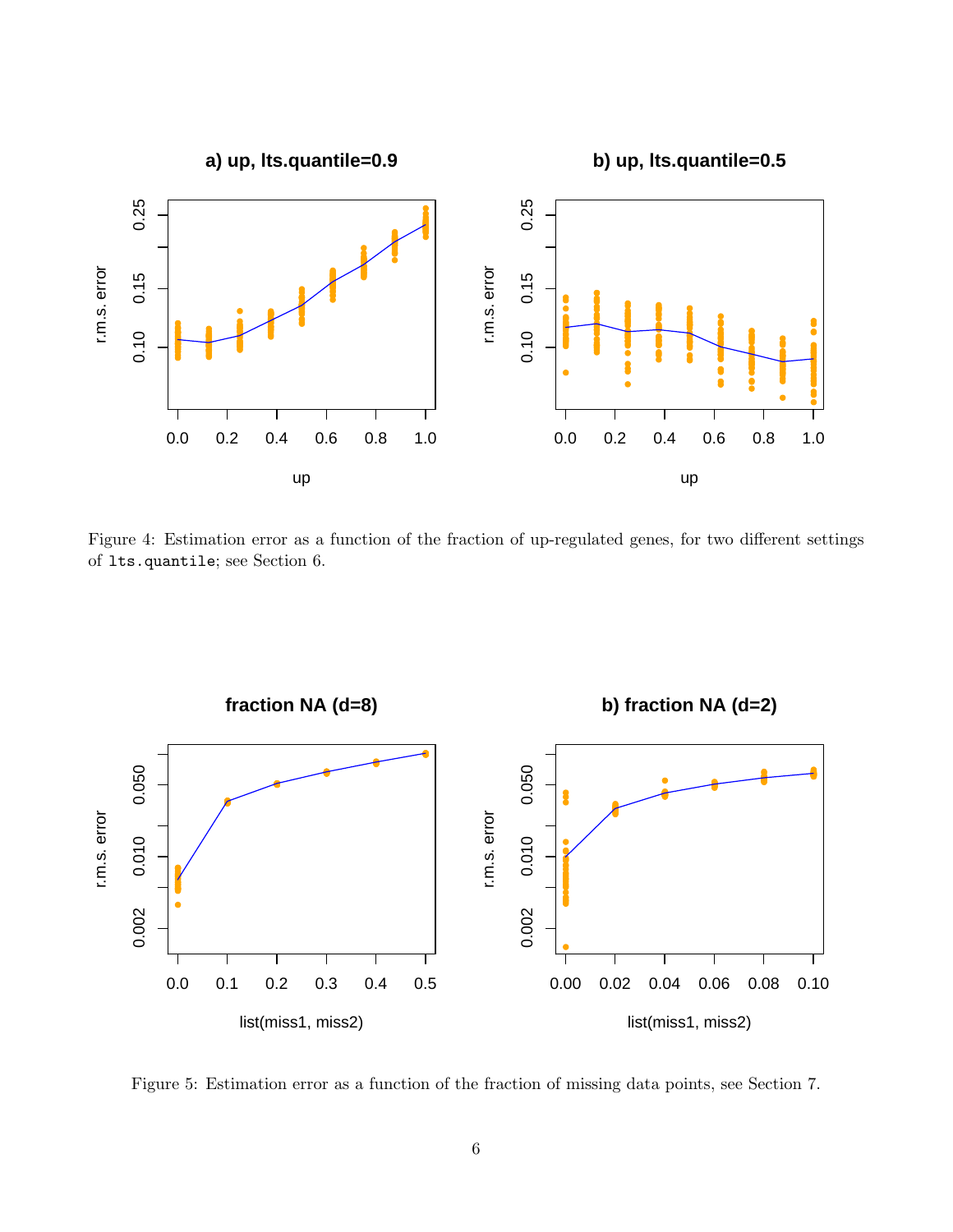Figure 4: Estimation error as a function of the fraction of up-regulated genes, for two different settings of `lts.quantile`; see Section 6.

Figure 5: Estimation error as a function of the fraction of missing data points, see Section 7.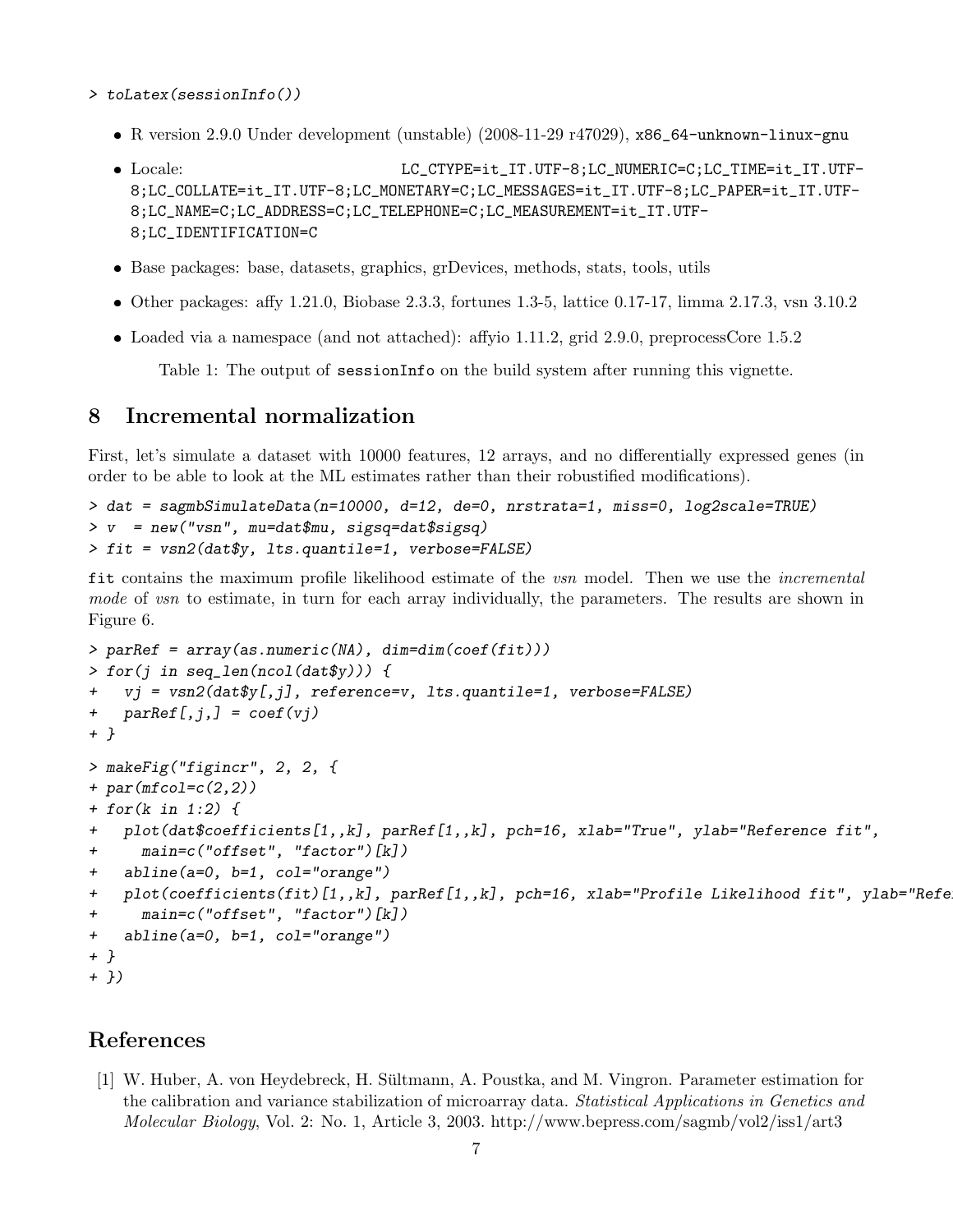```
> toLatex(sessionInfo())
```

- R version 2.9.0 Under development (unstable) (2008-11-29 r47029), x86_64-unknown-linux-gnu
- Locale: LC_CTYPE=it_IT.UTF-8;LC_NUMERIC=C;LC_TIME=it_IT.UTF-8;LC_COLLATE=it_IT.UTF-8;LC_MONETARY=C;LC_MESSAGES=it_IT.UTF-8;LC_PAPER=it_IT.UTF-8;LC_NAME=C;LC_ADDRESS=C;LC_TELEPHONE=C;LC_MEASUREMENT=it_IT.UTF-8;LC_IDENTIFICATION=C
- Base packages: base, datasets, graphics, grDevices, methods, stats, tools, utils
- Other packages: affy 1.21.0, Biobase 2.3.3, fortunes 1.3-5, lattice 0.17-17, limma 2.17.3, vsn 3.10.2
- Loaded via a namespace (and not attached): affyio 1.11.2, grid 2.9.0, preprocessCore 1.5.2

Table 1: The output of sessionInfo on the build system after running this vignette.

# 8 Incremental normalization

First, let's simulate a dataset with 10000 features, 12 arrays, and no differentially expressed genes (in order to be able to look at the ML estimates rather than their robustified modifications).

```
> dat = sagmbSimulateData(n=10000, d=12, de=0, nrstrata=1, miss=0, log2scale=TRUE)
> v  = new("vsn", mu=dat$mu, sigsq=dat$sigsq)
> fit = vsn2(dat$y, lts.quantile=1, verbose=FALSE)
```

fit contains the maximum profile likelihood estimate of the *vsn* model. Then we use the *incremental mode* of *vsn* to estimate, in turn for each array individually, the parameters. The results are shown in Figure 6.

```
> parRef = array(as.numeric(NA), dim=dim(coef(fit)))
> for(j in seq_len(ncol(dat$y))) {
+   vj = vsn2(dat$y[,j], reference=v, lts.quantile=1, verbose=FALSE)
+   parRef[,j,] = coef(vj)
+ }
> makeFig("figincr", 2, 2, {
+ par(mfcol=c(2,2))
+ for(k in 1:2) {
+   plot(dat$coefficients[1,,k], parRef[1,,k], pch=16, xlab="True", ylab="Reference fit",
+     main=c("offset", "factor")[k])
+   abline(a=0, b=1, col="orange")
+   plot(coefficients(fit)[1,,k], parRef[1,,k], pch=16, xlab="Profile Likelihood fit", ylab="Refe
+     main=c("offset", "factor")[k])
+   abline(a=0, b=1, col="orange")
+ }
+ })
```

# References

[1] W. Huber, A. von Heydebreck, H. Sültmann, A. Poustka, and M. Vingron. Parameter estimation for the calibration and variance stabilization of microarray data. *Statistical Applications in Genetics and Molecular Biology*, Vol. 2: No. 1, Article 3, 2003. http://www.bepress.com/sagmb/vol2/iss1/art3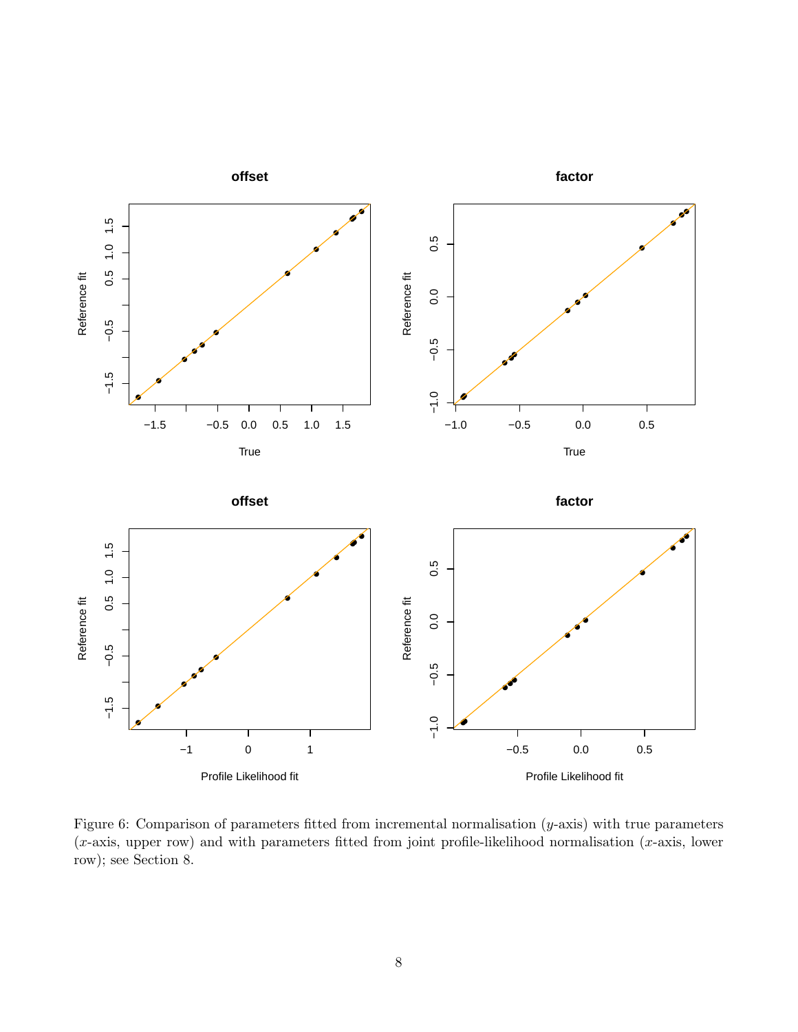offset

Reference fit

True

−1.5 −0.5 0.0 0.5 1.0 1.5

factor

Reference fit

True

−1.0 −0.5 0.0 0.5

offset

Reference fit

Profile Likelihood fit

−1 0 1

factor

Reference fit

Profile Likelihood fit

−0.5 0.0 0.5

Figure 6: Comparison of parameters fitted from incremental normalisation ($y$-axis) with true parameters ($x$-axis, upper row) and with parameters fitted from joint profile-likelihood normalisation ($x$-axis, lower row); see Section 8.